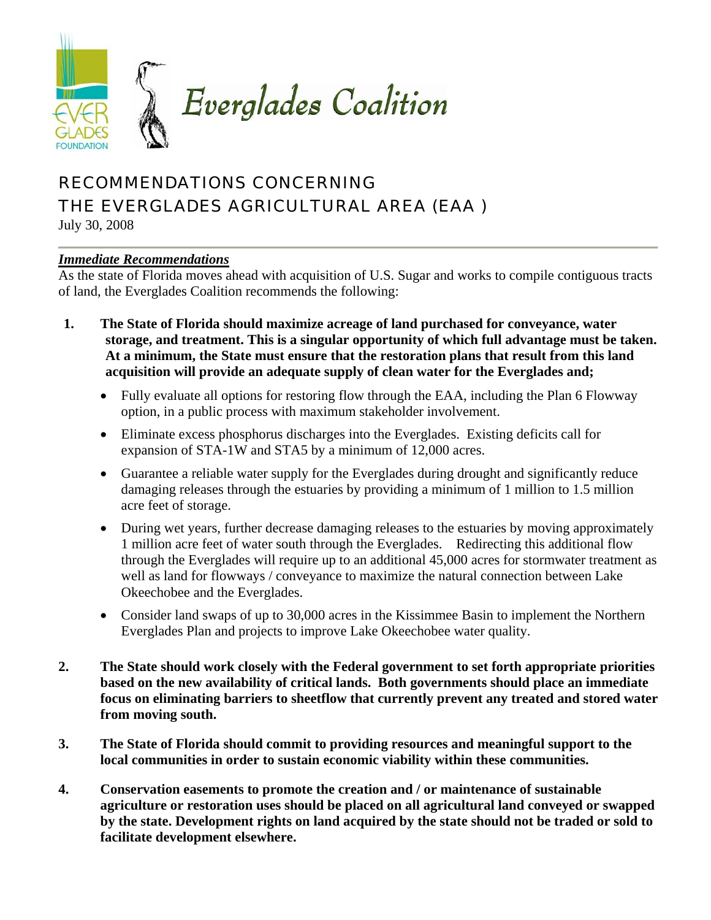Everglades Coalition

# RECOMMENDATIONS CONCERNING THE EVERGLADES AGRICULTURAL AREA (EAA )

July 30, 2008

***Immediate Recommendations***

As the state of Florida moves ahead with acquisition of U.S. Sugar and works to compile contiguous tracts of land, the Everglades Coalition recommends the following:

1. **The State of Florida should maximize acreage of land purchased for conveyance, water storage, and treatment. This is a singular opportunity of which full advantage must be taken. At a minimum, the State must ensure that the restoration plans that result from this land acquisition will provide an adequate supply of clean water for the Everglades and;**
   - Fully evaluate all options for restoring flow through the EAA, including the Plan 6 Flowway option, in a public process with maximum stakeholder involvement.
   - Eliminate excess phosphorus discharges into the Everglades. Existing deficits call for expansion of STA-1W and STA5 by a minimum of 12,000 acres.
   - Guarantee a reliable water supply for the Everglades during drought and significantly reduce damaging releases through the estuaries by providing a minimum of 1 million to 1.5 million acre feet of storage.
   - During wet years, further decrease damaging releases to the estuaries by moving approximately 1 million acre feet of water south through the Everglades. Redirecting this additional flow through the Everglades will require up to an additional 45,000 acres for stormwater treatment as well as land for flowways / conveyance to maximize the natural connection between Lake Okeechobee and the Everglades.
   - Consider land swaps of up to 30,000 acres in the Kissimmee Basin to implement the Northern Everglades Plan and projects to improve Lake Okeechobee water quality.

2. **The State should work closely with the Federal government to set forth appropriate priorities based on the new availability of critical lands. Both governments should place an immediate focus on eliminating barriers to sheetflow that currently prevent any treated and stored water from moving south.**

3. **The State of Florida should commit to providing resources and meaningful support to the local communities in order to sustain economic viability within these communities.**

4. **Conservation easements to promote the creation and / or maintenance of sustainable agriculture or restoration uses should be placed on all agricultural land conveyed or swapped by the state. Development rights on land acquired by the state should not be traded or sold to facilitate development elsewhere.**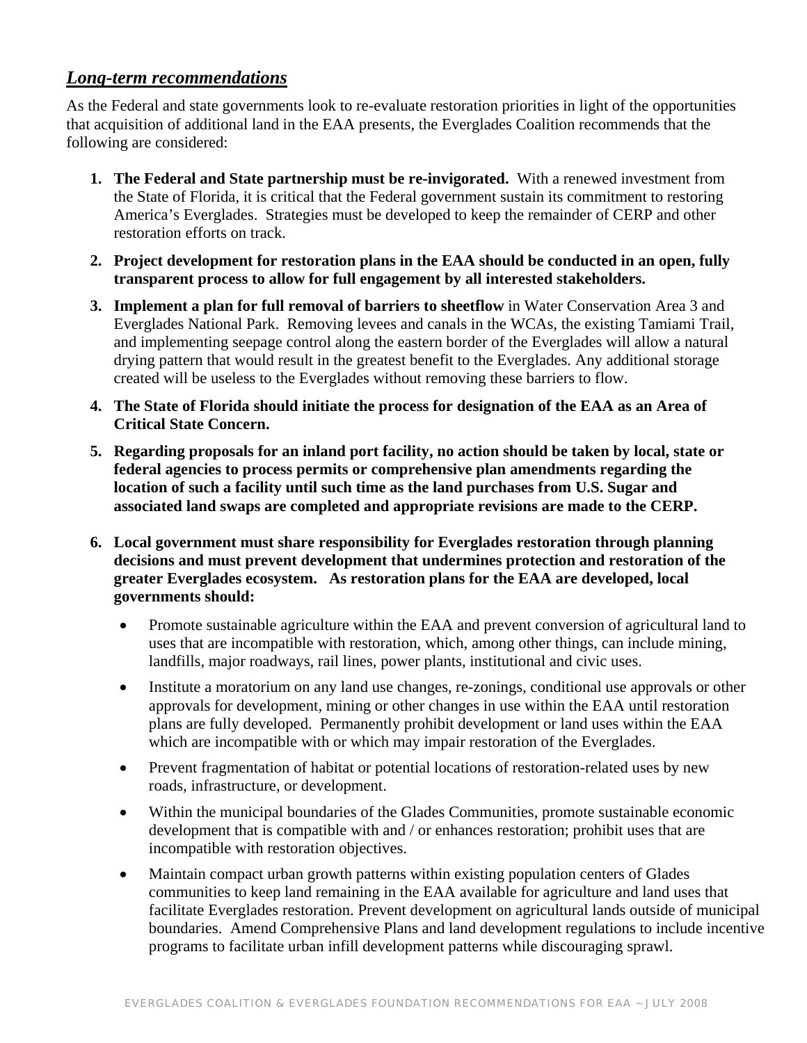## ***Long-term recommendations***

As the Federal and state governments look to re-evaluate restoration priorities in light of the opportunities that acquisition of additional land in the EAA presents, the Everglades Coalition recommends that the following are considered:

1. **The Federal and State partnership must be re-invigorated.** With a renewed investment from the State of Florida, it is critical that the Federal government sustain its commitment to restoring America's Everglades. Strategies must be developed to keep the remainder of CERP and other restoration efforts on track.

2. **Project development for restoration plans in the EAA should be conducted in an open, fully transparent process to allow for full engagement by all interested stakeholders.**

3. **Implement a plan for full removal of barriers to sheetflow** in Water Conservation Area 3 and Everglades National Park. Removing levees and canals in the WCAs, the existing Tamiami Trail, and implementing seepage control along the eastern border of the Everglades will allow a natural drying pattern that would result in the greatest benefit to the Everglades. Any additional storage created will be useless to the Everglades without removing these barriers to flow.

4. **The State of Florida should initiate the process for designation of the EAA as an Area of Critical State Concern.**

5. **Regarding proposals for an inland port facility, no action should be taken by local, state or federal agencies to process permits or comprehensive plan amendments regarding the location of such a facility until such time as the land purchases from U.S. Sugar and associated land swaps are completed and appropriate revisions are made to the CERP.**

6. **Local government must share responsibility for Everglades restoration through planning decisions and must prevent development that undermines protection and restoration of the greater Everglades ecosystem. As restoration plans for the EAA are developed, local governments should:**

   - Promote sustainable agriculture within the EAA and prevent conversion of agricultural land to uses that are incompatible with restoration, which, among other things, can include mining, landfills, major roadways, rail lines, power plants, institutional and civic uses.
   - Institute a moratorium on any land use changes, re-zonings, conditional use approvals or other approvals for development, mining or other changes in use within the EAA until restoration plans are fully developed. Permanently prohibit development or land uses within the EAA which are incompatible with or which may impair restoration of the Everglades.
   - Prevent fragmentation of habitat or potential locations of restoration-related uses by new roads, infrastructure, or development.
   - Within the municipal boundaries of the Glades Communities, promote sustainable economic development that is compatible with and / or enhances restoration; prohibit uses that are incompatible with restoration objectives.
   - Maintain compact urban growth patterns within existing population centers of Glades communities to keep land remaining in the EAA available for agriculture and land uses that facilitate Everglades restoration. Prevent development on agricultural lands outside of municipal boundaries. Amend Comprehensive Plans and land development regulations to include incentive programs to facilitate urban infill development patterns while discouraging sprawl.